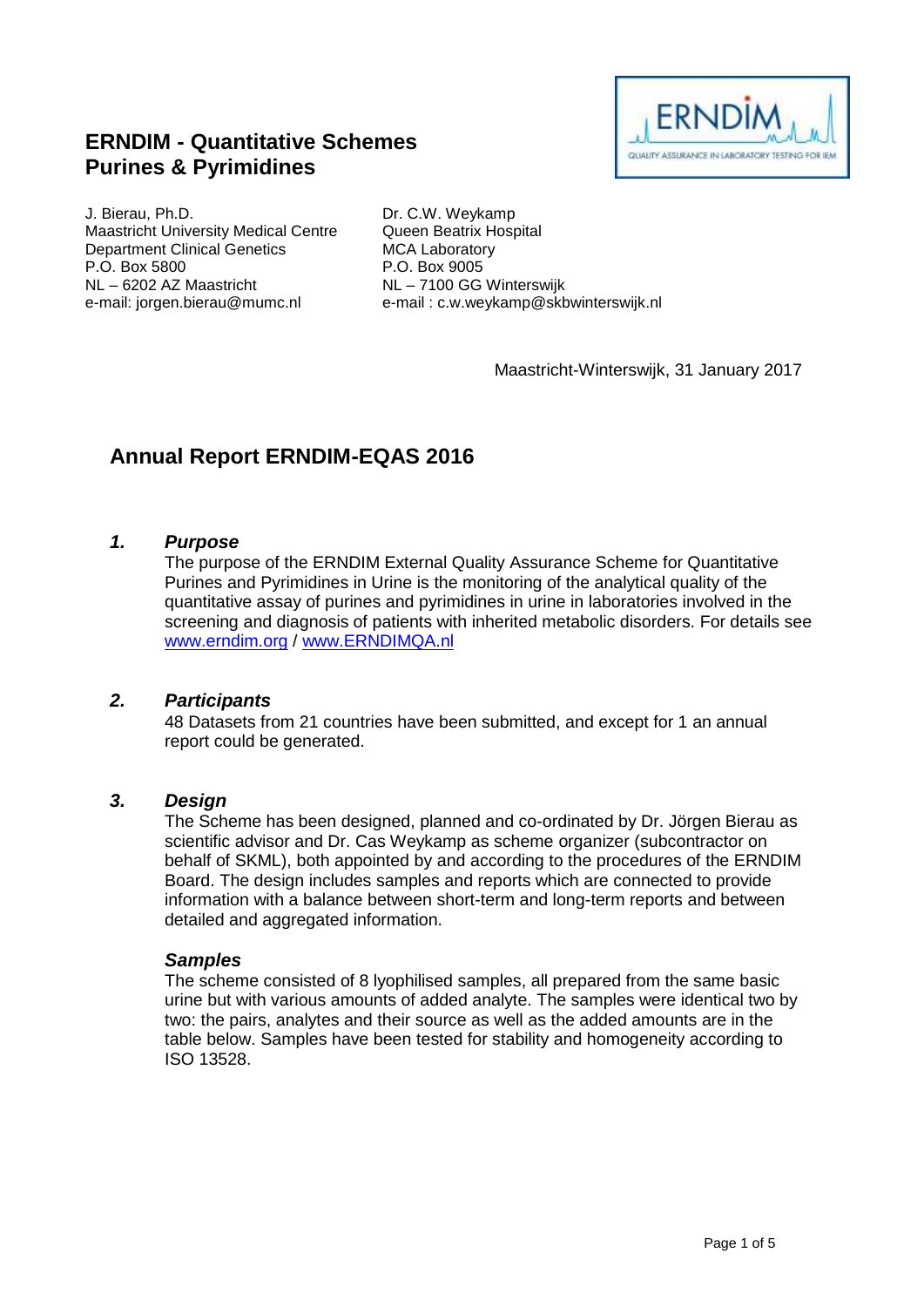## ERNDIM - Quantitative Schemes
## Purines & Pyrimidines

J. Bierau, Ph.D.
Maastricht University Medical Centre
Department Clinical Genetics
P.O. Box 5800
NL – 6202 AZ Maastricht
e-mail: jorgen.bierau@mumc.nl

Dr. C.W. Weykamp
Queen Beatrix Hospital
MCA Laboratory
P.O. Box 9005
NL – 7100 GG Winterswijk
e-mail : c.w.weykamp@skbwinterswijk.nl

Maastricht-Winterswijk, 31 January 2017

# Annual Report ERNDIM-EQAS 2016

### *1. Purpose*

The purpose of the ERNDIM External Quality Assurance Scheme for Quantitative Purines and Pyrimidines in Urine is the monitoring of the analytical quality of the quantitative assay of purines and pyrimidines in urine in laboratories involved in the screening and diagnosis of patients with inherited metabolic disorders. For details see www.erndim.org / www.ERNDIMQA.nl

### *2. Participants*

48 Datasets from 21 countries have been submitted, and except for 1 an annual report could be generated.

### *3. Design*

The Scheme has been designed, planned and co-ordinated by Dr. Jörgen Bierau as scientific advisor and Dr. Cas Weykamp as scheme organizer (subcontractor on behalf of SKML), both appointed by and according to the procedures of the ERNDIM Board. The design includes samples and reports which are connected to provide information with a balance between short-term and long-term reports and between detailed and aggregated information.

#### *Samples*

The scheme consisted of 8 lyophilised samples, all prepared from the same basic urine but with various amounts of added analyte. The samples were identical two by two: the pairs, analytes and their source as well as the added amounts are in the table below. Samples have been tested for stability and homogeneity according to ISO 13528.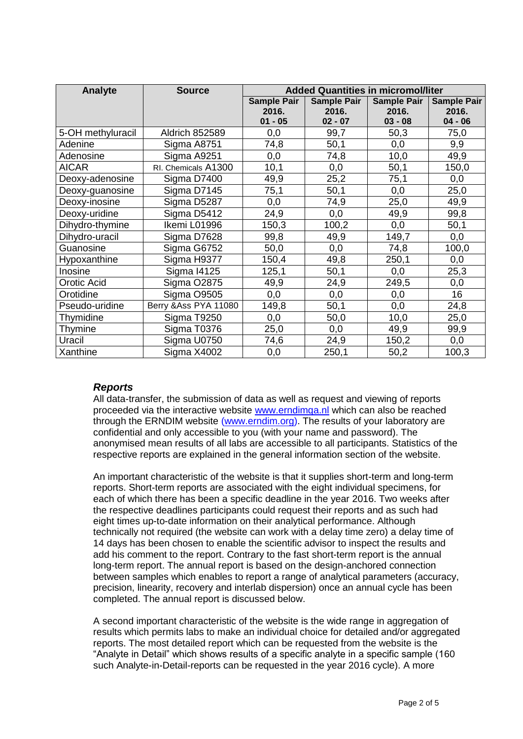| Analyte | Source | Added Quantities in micromol/liter | | | |
|---|---|---|---|---|---|
| | | Sample Pair 2016. 01 - 05 | Sample Pair 2016. 02 - 07 | Sample Pair 2016. 03 - 08 | Sample Pair 2016. 04 - 06 |
| 5-OH methyluracil | Aldrich 852589 | 0,0 | 99,7 | 50,3 | 75,0 |
| Adenine | Sigma A8751 | 74,8 | 50,1 | 0,0 | 9,9 |
| Adenosine | Sigma A9251 | 0,0 | 74,8 | 10,0 | 49,9 |
| AICAR | RI. Chemicals A1300 | 10,1 | 0,0 | 50,1 | 150,0 |
| Deoxy-adenosine | Sigma D7400 | 49,9 | 25,2 | 75,1 | 0,0 |
| Deoxy-guanosine | Sigma D7145 | 75,1 | 50,1 | 0,0 | 25,0 |
| Deoxy-inosine | Sigma D5287 | 0,0 | 74,9 | 25,0 | 49,9 |
| Deoxy-uridine | Sigma D5412 | 24,9 | 0,0 | 49,9 | 99,8 |
| Dihydro-thymine | Ikemi L01996 | 150,3 | 100,2 | 0,0 | 50,1 |
| Dihydro-uracil | Sigma D7628 | 99,8 | 49,9 | 149,7 | 0,0 |
| Guanosine | Sigma G6752 | 50,0 | 0,0 | 74,8 | 100,0 |
| Hypoxanthine | Sigma H9377 | 150,4 | 49,8 | 250,1 | 0,0 |
| Inosine | Sigma I4125 | 125,1 | 50,1 | 0,0 | 25,3 |
| Orotic Acid | Sigma O2875 | 49,9 | 24,9 | 249,5 | 0,0 |
| Orotidine | Sigma O9505 | 0,0 | 0,0 | 0,0 | 16 |
| Pseudo-uridine | Berry &Ass PYA 11080 | 149,8 | 50,1 | 0,0 | 24,8 |
| Thymidine | Sigma T9250 | 0,0 | 50,0 | 10,0 | 25,0 |
| Thymine | Sigma T0376 | 25,0 | 0,0 | 49,9 | 99,9 |
| Uracil | Sigma U0750 | 74,6 | 24,9 | 150,2 | 0,0 |
| Xanthine | Sigma X4002 | 0,0 | 250,1 | 50,2 | 100,3 |

### *Reports*

All data-transfer, the submission of data as well as request and viewing of reports proceeded via the interactive website www.erndimqa.nl which can also be reached through the ERNDIM website (www.erndim.org). The results of your laboratory are confidential and only accessible to you (with your name and password). The anonymised mean results of all labs are accessible to all participants. Statistics of the respective reports are explained in the general information section of the website.

An important characteristic of the website is that it supplies short-term and long-term reports. Short-term reports are associated with the eight individual specimens, for each of which there has been a specific deadline in the year 2016. Two weeks after the respective deadlines participants could request their reports and as such had eight times up-to-date information on their analytical performance. Although technically not required (the website can work with a delay time zero) a delay time of 14 days has been chosen to enable the scientific advisor to inspect the results and add his comment to the report. Contrary to the fast short-term report is the annual long-term report. The annual report is based on the design-anchored connection between samples which enables to report a range of analytical parameters (accuracy, precision, linearity, recovery and interlab dispersion) once an annual cycle has been completed. The annual report is discussed below.

A second important characteristic of the website is the wide range in aggregation of results which permits labs to make an individual choice for detailed and/or aggregated reports. The most detailed report which can be requested from the website is the "Analyte in Detail" which shows results of a specific analyte in a specific sample (160 such Analyte-in-Detail-reports can be requested in the year 2016 cycle). A more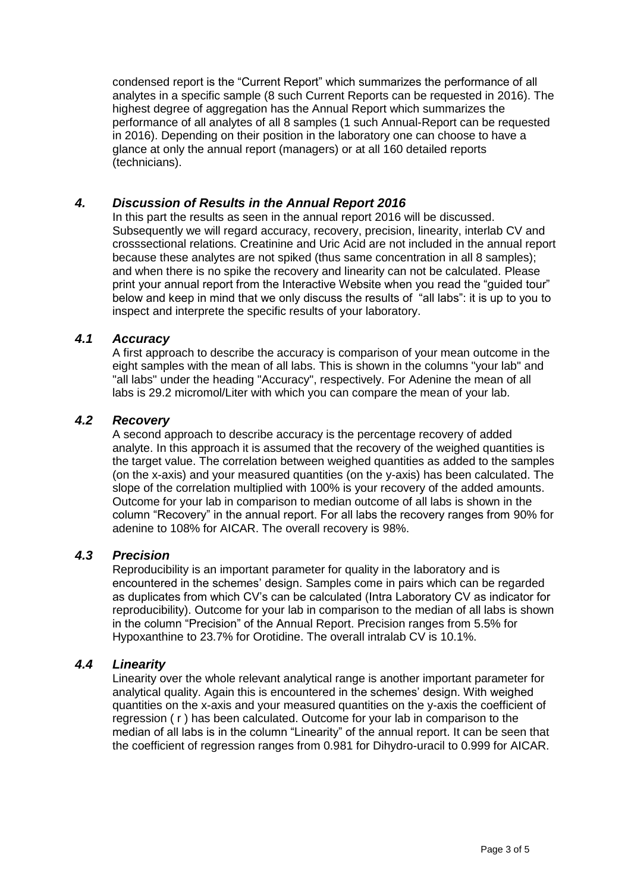condensed report is the "Current Report" which summarizes the performance of all analytes in a specific sample (8 such Current Reports can be requested in 2016). The highest degree of aggregation has the Annual Report which summarizes the performance of all analytes of all 8 samples (1 such Annual-Report can be requested in 2016). Depending on their position in the laboratory one can choose to have a glance at only the annual report (managers) or at all 160 detailed reports (technicians).

## *4. Discussion of Results in the Annual Report 2016*

In this part the results as seen in the annual report 2016 will be discussed. Subsequently we will regard accuracy, recovery, precision, linearity, interlab CV and crosssectional relations. Creatinine and Uric Acid are not included in the annual report because these analytes are not spiked (thus same concentration in all 8 samples); and when there is no spike the recovery and linearity can not be calculated. Please print your annual report from the Interactive Website when you read the "guided tour" below and keep in mind that we only discuss the results of "all labs": it is up to you to inspect and interprete the specific results of your laboratory.

### *4.1 Accuracy*

A first approach to describe the accuracy is comparison of your mean outcome in the eight samples with the mean of all labs. This is shown in the columns "your lab" and "all labs" under the heading "Accuracy", respectively. For Adenine the mean of all labs is 29.2 micromol/Liter with which you can compare the mean of your lab.

### *4.2 Recovery*

A second approach to describe accuracy is the percentage recovery of added analyte. In this approach it is assumed that the recovery of the weighed quantities is the target value. The correlation between weighed quantities as added to the samples (on the x-axis) and your measured quantities (on the y-axis) has been calculated. The slope of the correlation multiplied with 100% is your recovery of the added amounts. Outcome for your lab in comparison to median outcome of all labs is shown in the column "Recovery" in the annual report. For all labs the recovery ranges from 90% for adenine to 108% for AICAR. The overall recovery is 98%.

### *4.3 Precision*

Reproducibility is an important parameter for quality in the laboratory and is encountered in the schemes' design. Samples come in pairs which can be regarded as duplicates from which CV's can be calculated (Intra Laboratory CV as indicator for reproducibility). Outcome for your lab in comparison to the median of all labs is shown in the column "Precision" of the Annual Report. Precision ranges from 5.5% for Hypoxanthine to 23.7% for Orotidine. The overall intralab CV is 10.1%.

### *4.4 Linearity*

Linearity over the whole relevant analytical range is another important parameter for analytical quality. Again this is encountered in the schemes' design. With weighed quantities on the x-axis and your measured quantities on the y-axis the coefficient of regression ( r ) has been calculated. Outcome for your lab in comparison to the median of all labs is in the column "Linearity" of the annual report. It can be seen that the coefficient of regression ranges from 0.981 for Dihydro-uracil to 0.999 for AICAR.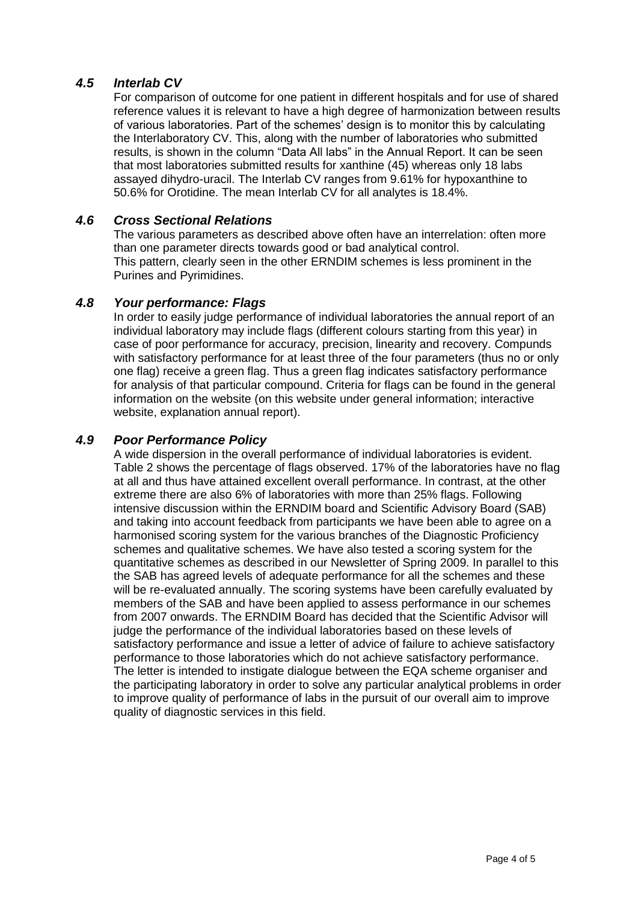### *4.5 Interlab CV*

For comparison of outcome for one patient in different hospitals and for use of shared reference values it is relevant to have a high degree of harmonization between results of various laboratories. Part of the schemes' design is to monitor this by calculating the Interlaboratory CV. This, along with the number of laboratories who submitted results, is shown in the column "Data All labs" in the Annual Report. It can be seen that most laboratories submitted results for xanthine (45) whereas only 18 labs assayed dihydro-uracil. The Interlab CV ranges from 9.61% for hypoxanthine to 50.6% for Orotidine. The mean Interlab CV for all analytes is 18.4%.

### *4.6 Cross Sectional Relations*

The various parameters as described above often have an interrelation: often more than one parameter directs towards good or bad analytical control.
This pattern, clearly seen in the other ERNDIM schemes is less prominent in the Purines and Pyrimidines.

### *4.8 Your performance: Flags*

In order to easily judge performance of individual laboratories the annual report of an individual laboratory may include flags (different colours starting from this year) in case of poor performance for accuracy, precision, linearity and recovery. Compunds with satisfactory performance for at least three of the four parameters (thus no or only one flag) receive a green flag. Thus a green flag indicates satisfactory performance for analysis of that particular compound. Criteria for flags can be found in the general information on the website (on this website under general information; interactive website, explanation annual report).

### *4.9 Poor Performance Policy*

A wide dispersion in the overall performance of individual laboratories is evident. Table 2 shows the percentage of flags observed. 17% of the laboratories have no flag at all and thus have attained excellent overall performance. In contrast, at the other extreme there are also 6% of laboratories with more than 25% flags. Following intensive discussion within the ERNDIM board and Scientific Advisory Board (SAB) and taking into account feedback from participants we have been able to agree on a harmonised scoring system for the various branches of the Diagnostic Proficiency schemes and qualitative schemes. We have also tested a scoring system for the quantitative schemes as described in our Newsletter of Spring 2009. In parallel to this the SAB has agreed levels of adequate performance for all the schemes and these will be re-evaluated annually. The scoring systems have been carefully evaluated by members of the SAB and have been applied to assess performance in our schemes from 2007 onwards. The ERNDIM Board has decided that the Scientific Advisor will judge the performance of the individual laboratories based on these levels of satisfactory performance and issue a letter of advice of failure to achieve satisfactory performance to those laboratories which do not achieve satisfactory performance. The letter is intended to instigate dialogue between the EQA scheme organiser and the participating laboratory in order to solve any particular analytical problems in order to improve quality of performance of labs in the pursuit of our overall aim to improve quality of diagnostic services in this field.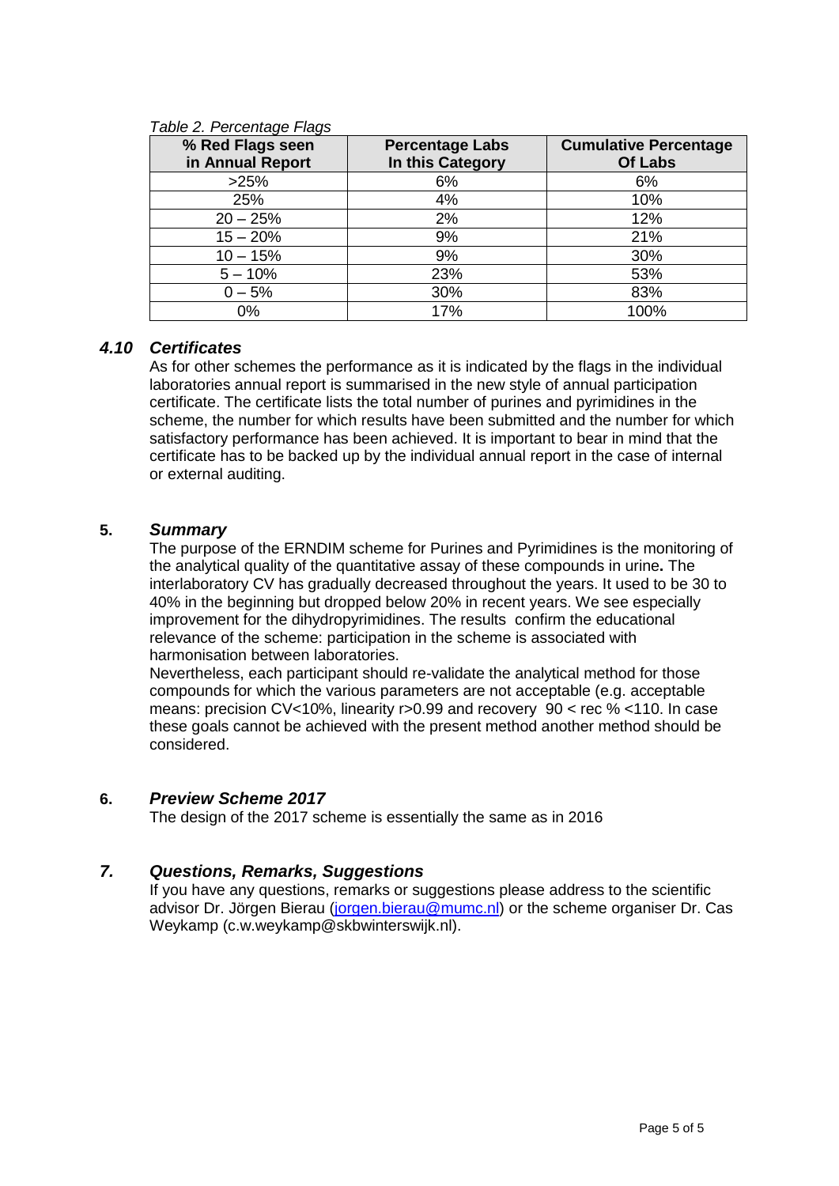*Table 2. Percentage Flags*

| % Red Flags seen in Annual Report | Percentage Labs In this Category | Cumulative Percentage Of Labs |
|---|---|---|
| >25% | 6% | 6% |
| 25% | 4% | 10% |
| 20 – 25% | 2% | 12% |
| 15 – 20% | 9% | 21% |
| 10 – 15% | 9% | 30% |
| 5 – 10% | 23% | 53% |
| 0 – 5% | 30% | 83% |
| 0% | 17% | 100% |

### *4.10 Certificates*

As for other schemes the performance as it is indicated by the flags in the individual laboratories annual report is summarised in the new style of annual participation certificate. The certificate lists the total number of purines and pyrimidines in the scheme, the number for which results have been submitted and the number for which satisfactory performance has been achieved. It is important to bear in mind that the certificate has to be backed up by the individual annual report in the case of internal or external auditing.

## 5. *Summary*

The purpose of the ERNDIM scheme for Purines and Pyrimidines is the monitoring of the analytical quality of the quantitative assay of these compounds in urine**.** The interlaboratory CV has gradually decreased throughout the years. It used to be 30 to 40% in the beginning but dropped below 20% in recent years. We see especially improvement for the dihydropyrimidines. The results confirm the educational relevance of the scheme: participation in the scheme is associated with harmonisation between laboratories.

Nevertheless, each participant should re-validate the analytical method for those compounds for which the various parameters are not acceptable (e.g. acceptable means: precision CV<10%, linearity r>0.99 and recovery 90 < rec % <110. In case these goals cannot be achieved with the present method another method should be considered.

## 6. *Preview Scheme 2017*

The design of the 2017 scheme is essentially the same as in 2016

## *7. Questions, Remarks, Suggestions*

If you have any questions, remarks or suggestions please address to the scientific advisor Dr. Jörgen Bierau (jorgen.bierau@mumc.nl) or the scheme organiser Dr. Cas Weykamp (c.w.weykamp@skbwinterswijk.nl).